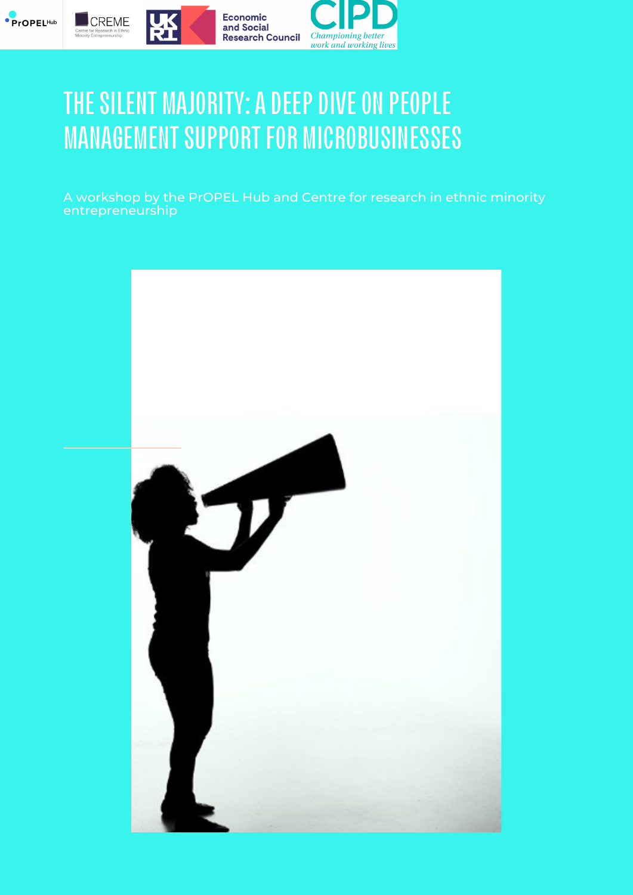# THE SILENT MAJORITY: A DEEP DIVE ON PEOPLE MANAGEMENT SUPPORT FOR MICROBUSINESSES

A workshop by the PrOPEL Hub and Centre for research in ethnic minority entrepreneurship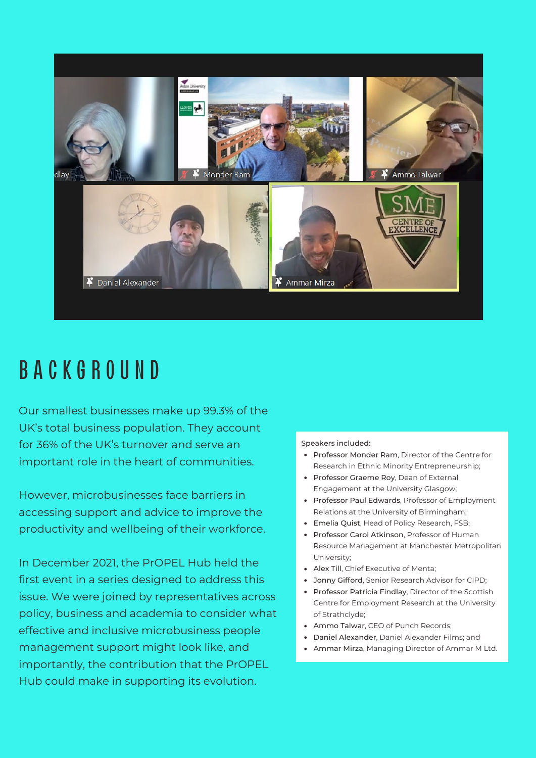# BACKGROUND

Our smallest businesses make up 99.3% of the UK's total business population. They account for 36% of the UK's turnover and serve an important role in the heart of communities.

However, microbusinesses face barriers in accessing support and advice to improve the productivity and wellbeing of their workforce.

In December 2021, the PrOPEL Hub held the first event in a series designed to address this issue. We were joined by representatives across policy, business and academia to consider what effective and inclusive microbusiness people management support might look like, and importantly, the contribution that the PrOPEL Hub could make in supporting its evolution.

Speakers included:

- **Professor Monder Ram**, Director of the Centre for Research in Ethnic Minority Entrepreneurship;
- **Professor Graeme Roy**, Dean of External Engagement at the University Glasgow;
- **Professor Paul Edwards**, Professor of Employment Relations at the University of Birmingham;
- **Emelia Quist**, Head of Policy Research, FSB;
- **Professor Carol Atkinson**, Professor of Human Resource Management at Manchester Metropolitan University;
- **Alex Till**, Chief Executive of Menta;
- **Jonny Gifford**, Senior Research Advisor for CIPD;
- **Professor Patricia Findlay**, Director of the Scottish Centre for Employment Research at the University of Strathclyde;
- **Ammo Talwar**, CEO of Punch Records;
- **Daniel Alexander**, Daniel Alexander Films; and
- **Ammar Mirza**, Managing Director of Ammar M Ltd.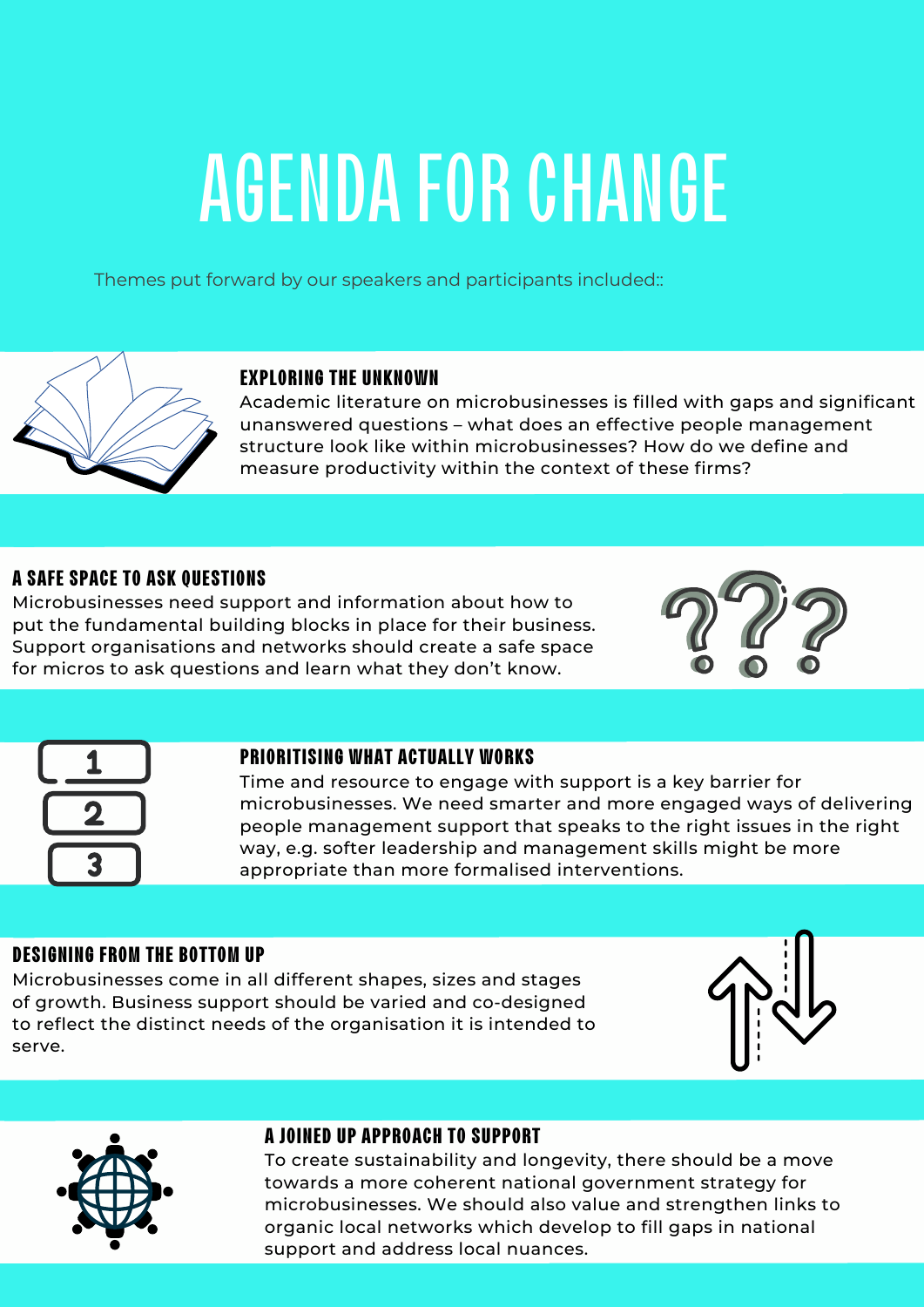# AGENDA FOR CHANGE

Themes put forward by our speakers and participants included::

### EXPLORING THE UNKNOWN

Academic literature on microbusinesses is filled with gaps and significant unanswered questions – what does an effective people management structure look like within microbusinesses? How do we define and measure productivity within the context of these firms?

### A SAFE SPACE TO ASK QUESTIONS

Microbusinesses need support and information about how to put the fundamental building blocks in place for their business. Support organisations and networks should create a safe space for micros to ask questions and learn what they don't know.

### PRIORITISING WHAT ACTUALLY WORKS

Time and resource to engage with support is a key barrier for microbusinesses. We need smarter and more engaged ways of delivering people management support that speaks to the right issues in the right way, e.g. softer leadership and management skills might be more appropriate than more formalised interventions.

### DESIGNING FROM THE BOTTOM UP

Microbusinesses come in all different shapes, sizes and stages of growth. Business support should be varied and co-designed to reflect the distinct needs of the organisation it is intended to serve.

### A JOINED UP APPROACH TO SUPPORT

To create sustainability and longevity, there should be a move towards a more coherent national government strategy for microbusinesses. We should also value and strengthen links to organic local networks which develop to fill gaps in national support and address local nuances.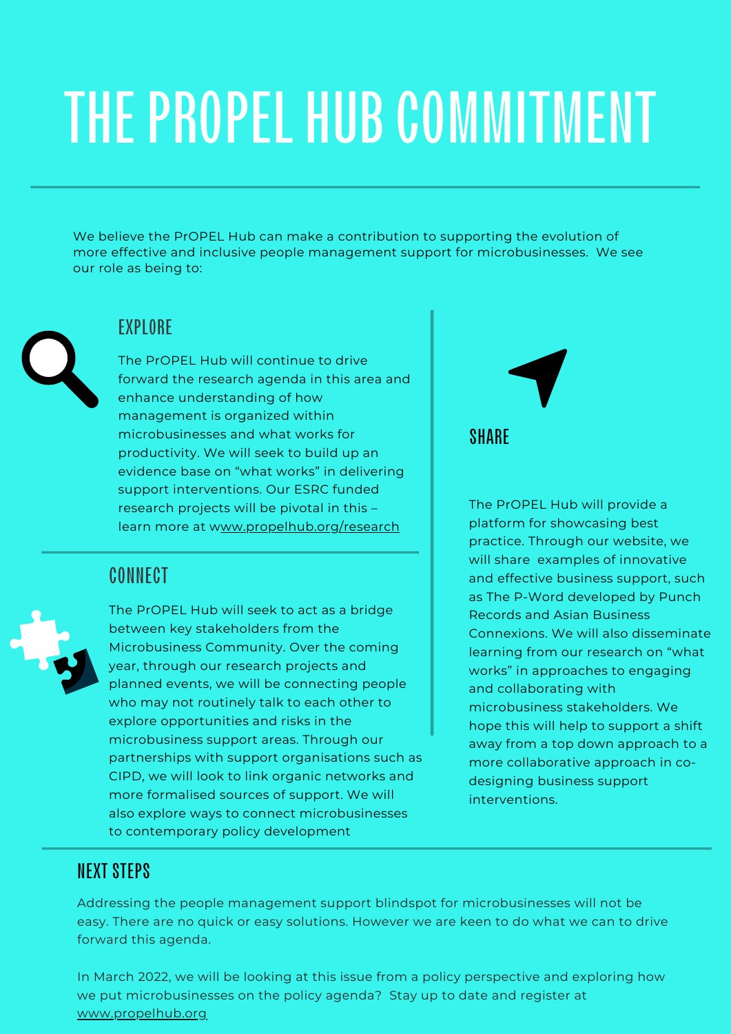# THE PROPEL HUB COMMITMENT

We believe the PrOPEL Hub can make a contribution to supporting the evolution of more effective and inclusive people management support for microbusinesses. We see our role as being to:

## EXPLORE

The PrOPEL Hub will continue to drive forward the research agenda in this area and enhance understanding of how management is organized within microbusinesses and what works for productivity. We will seek to build up an evidence base on "what works" in delivering support interventions. Our ESRC funded research projects will be pivotal in this – learn more at www.propelhub.org/research

## CONNECT

The PrOPEL Hub will seek to act as a bridge between key stakeholders from the Microbusiness Community. Over the coming year, through our research projects and planned events, we will be connecting people who may not routinely talk to each other to explore opportunities and risks in the microbusiness support areas. Through our partnerships with support organisations such as CIPD, we will look to link organic networks and more formalised sources of support. We will also explore ways to connect microbusinesses to contemporary policy development

## SHARE

The PrOPEL Hub will provide a platform for showcasing best practice. Through our website, we will share examples of innovative and effective business support, such as The P-Word developed by Punch Records and Asian Business Connexions. We will also disseminate learning from our research on "what works" in approaches to engaging and collaborating with microbusiness stakeholders. We hope this will help to support a shift away from a top down approach to a more collaborative approach in co-designing business support interventions.

## NEXT STEPS

Addressing the people management support blindspot for microbusinesses will not be easy. There are no quick or easy solutions. However we are keen to do what we can to drive forward this agenda.

In March 2022, we will be looking at this issue from a policy perspective and exploring how we put microbusinesses on the policy agenda? Stay up to date and register at www.propelhub.org